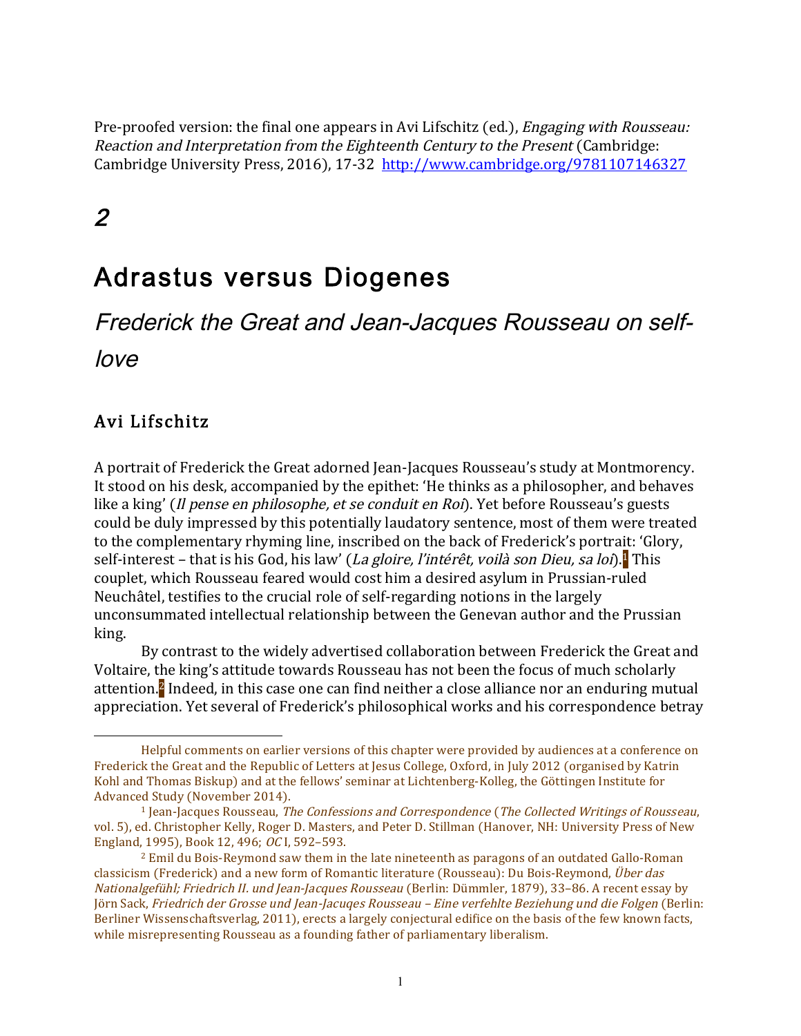Pre-proofed version: the final one appears in Avi Lifschitz (ed.), *Engaging with Rousseau: Reaction and Interpretation from the Eighteenth Century to the Present* (Cambridge: Cambridge University Press, 2016), 17-32 http://www.cambridge.org/9781107146327

# 2

# Adrastus versus Diogenes

## *Frederick the Great and Jean-Jacques Rousseau on self-love*

### Avi Lifschitz

A portrait of Frederick the Great adorned Jean-Jacques Rousseau's study at Montmorency. It stood on his desk, accompanied by the epithet: 'He thinks as a philosopher, and behaves like a king' (*Il pense en philosophe, et se conduit en Roi*). Yet before Rousseau's guests could be duly impressed by this potentially laudatory sentence, most of them were treated to the complementary rhyming line, inscribed on the back of Frederick's portrait: 'Glory, self-interest – that is his God, his law' (*La gloire, l'intérêt, voilà son Dieu, sa loi*).[1] This couplet, which Rousseau feared would cost him a desired asylum in Prussian-ruled Neuchâtel, testifies to the crucial role of self-regarding notions in the largely unconsummated intellectual relationship between the Genevan author and the Prussian king.

By contrast to the widely advertised collaboration between Frederick the Great and Voltaire, the king's attitude towards Rousseau has not been the focus of much scholarly attention.[2] Indeed, in this case one can find neither a close alliance nor an enduring mutual appreciation. Yet several of Frederick's philosophical works and his correspondence betray

---

Helpful comments on earlier versions of this chapter were provided by audiences at a conference on Frederick the Great and the Republic of Letters at Jesus College, Oxford, in July 2012 (organised by Katrin Kohl and Thomas Biskup) and at the fellows' seminar at Lichtenberg-Kolleg, the Göttingen Institute for Advanced Study (November 2014).

[1] Jean-Jacques Rousseau, *The Confessions and Correspondence* (*The Collected Writings of Rousseau*, vol. 5), ed. Christopher Kelly, Roger D. Masters, and Peter D. Stillman (Hanover, NH: University Press of New England, 1995), Book 12, 496; *OC* I, 592–593.

[2] Emil du Bois-Reymond saw them in the late nineteenth as paragons of an outdated Gallo-Roman classicism (Frederick) and a new form of Romantic literature (Rousseau): Du Bois-Reymond, *Über das Nationalgefühl; Friedrich II. und Jean-Jacques Rousseau* (Berlin: Dümmler, 1879), 33–86. A recent essay by Jörn Sack, *Friedrich der Grosse und Jean-Jacuqes Rousseau – Eine verfehlte Beziehung und die Folgen* (Berlin: Berliner Wissenschaftsverlag, 2011), erects a largely conjectural edifice on the basis of the few known facts, while misrepresenting Rousseau as a founding father of parliamentary liberalism.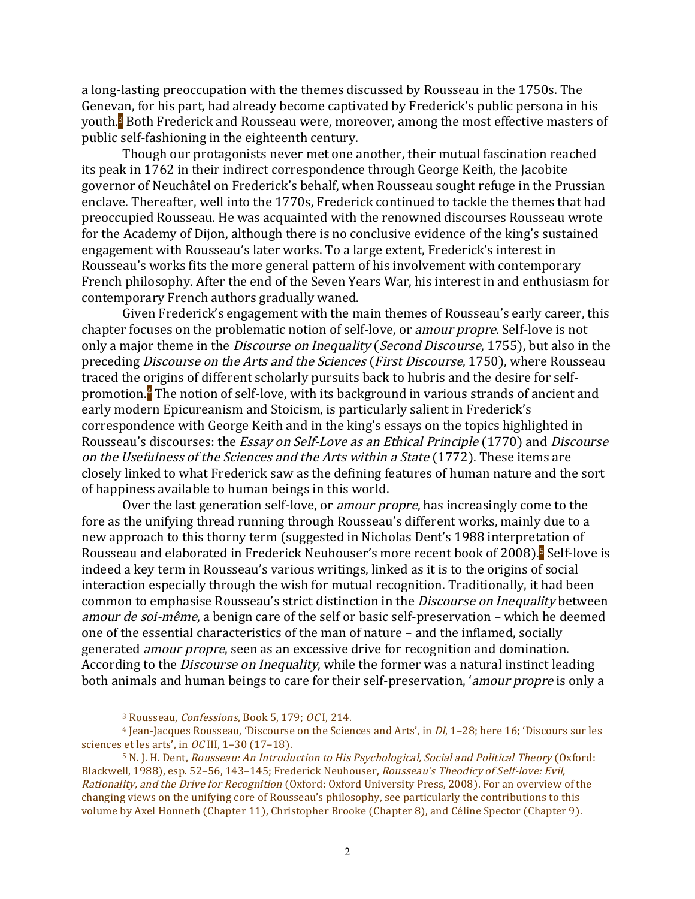a long-lasting preoccupation with the themes discussed by Rousseau in the 1750s. The Genevan, for his part, had already become captivated by Frederick's public persona in his youth.[3] Both Frederick and Rousseau were, moreover, among the most effective masters of public self-fashioning in the eighteenth century.

Though our protagonists never met one another, their mutual fascination reached its peak in 1762 in their indirect correspondence through George Keith, the Jacobite governor of Neuchâtel on Frederick's behalf, when Rousseau sought refuge in the Prussian enclave. Thereafter, well into the 1770s, Frederick continued to tackle the themes that had preoccupied Rousseau. He was acquainted with the renowned discourses Rousseau wrote for the Academy of Dijon, although there is no conclusive evidence of the king's sustained engagement with Rousseau's later works. To a large extent, Frederick's interest in Rousseau's works fits the more general pattern of his involvement with contemporary French philosophy. After the end of the Seven Years War, his interest in and enthusiasm for contemporary French authors gradually waned.

Given Frederick's engagement with the main themes of Rousseau's early career, this chapter focuses on the problematic notion of self-love, or *amour propre*. Self-love is not only a major theme in the *Discourse on Inequality* (*Second Discourse*, 1755), but also in the preceding *Discourse on the Arts and the Sciences* (*First Discourse*, 1750), where Rousseau traced the origins of different scholarly pursuits back to hubris and the desire for self-promotion.[4] The notion of self-love, with its background in various strands of ancient and early modern Epicureanism and Stoicism, is particularly salient in Frederick's correspondence with George Keith and in the king's essays on the topics highlighted in Rousseau's discourses: the *Essay on Self-Love as an Ethical Principle* (1770) and *Discourse on the Usefulness of the Sciences and the Arts within a State* (1772). These items are closely linked to what Frederick saw as the defining features of human nature and the sort of happiness available to human beings in this world.

Over the last generation self-love, or *amour propre*, has increasingly come to the fore as the unifying thread running through Rousseau's different works, mainly due to a new approach to this thorny term (suggested in Nicholas Dent's 1988 interpretation of Rousseau and elaborated in Frederick Neuhouser's more recent book of 2008).[5] Self-love is indeed a key term in Rousseau's various writings, linked as it is to the origins of social interaction especially through the wish for mutual recognition. Traditionally, it had been common to emphasise Rousseau's strict distinction in the *Discourse on Inequality* between *amour de soi-même*, a benign care of the self or basic self-preservation – which he deemed one of the essential characteristics of the man of nature – and the inflamed, socially generated *amour propre*, seen as an excessive drive for recognition and domination. According to the *Discourse on Inequality*, while the former was a natural instinct leading both animals and human beings to care for their self-preservation, '*amour propre* is only a

---

[3] Rousseau, *Confessions*, Book 5, 179; *OC* I, 214.

[4] Jean-Jacques Rousseau, 'Discourse on the Sciences and Arts', in *DI*, 1–28; here 16; 'Discours sur les sciences et les arts', in *OC* III, 1–30 (17–18).

[5] N. J. H. Dent, *Rousseau: An Introduction to His Psychological, Social and Political Theory* (Oxford: Blackwell, 1988), esp. 52–56, 143–145; Frederick Neuhouser, *Rousseau's Theodicy of Self-love: Evil, Rationality, and the Drive for Recognition* (Oxford: Oxford University Press, 2008). For an overview of the changing views on the unifying core of Rousseau's philosophy, see particularly the contributions to this volume by Axel Honneth (Chapter 11), Christopher Brooke (Chapter 8), and Céline Spector (Chapter 9).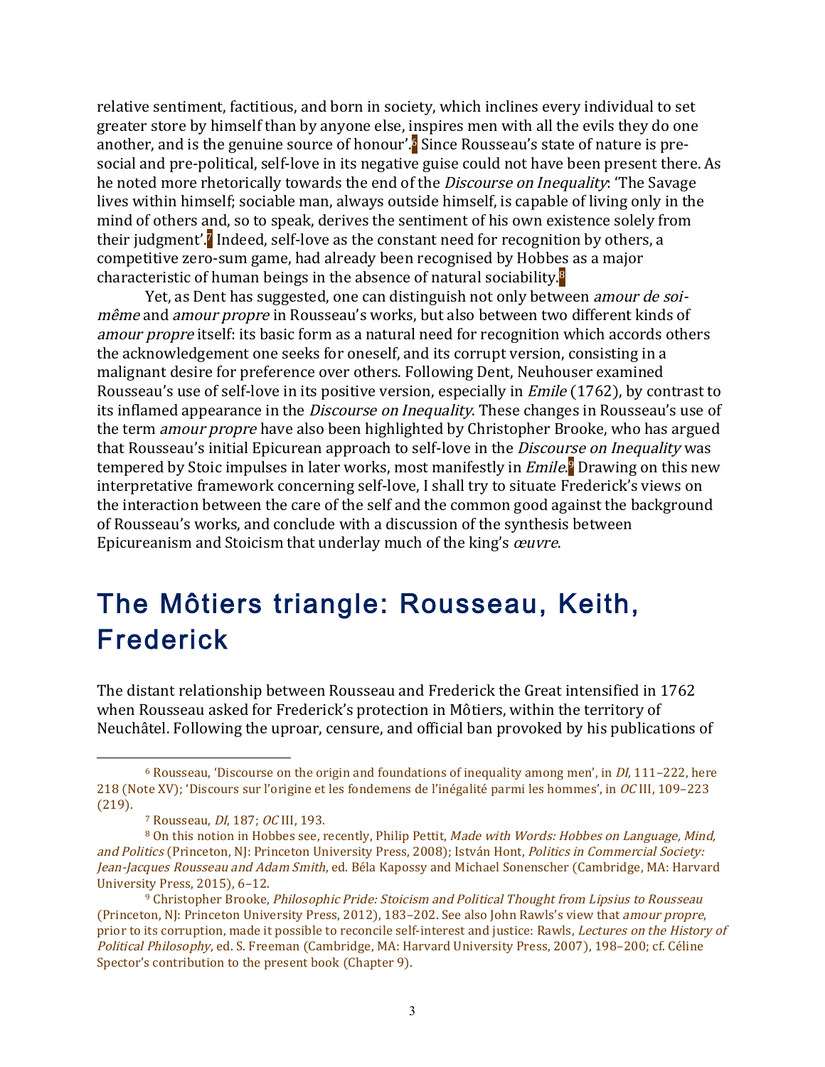relative sentiment, factitious, and born in society, which inclines every individual to set greater store by himself than by anyone else, inspires men with all the evils they do one another, and is the genuine source of honour'.[6] Since Rousseau's state of nature is pre-social and pre-political, self-love in its negative guise could not have been present there. As he noted more rhetorically towards the end of the *Discourse on Inequality*: 'The Savage lives within himself; sociable man, always outside himself, is capable of living only in the mind of others and, so to speak, derives the sentiment of his own existence solely from their judgment'.[7] Indeed, self-love as the constant need for recognition by others, a competitive zero-sum game, had already been recognised by Hobbes as a major characteristic of human beings in the absence of natural sociability.[8]

Yet, as Dent has suggested, one can distinguish not only between *amour de soi-même* and *amour propre* in Rousseau's works, but also between two different kinds of *amour propre* itself: its basic form as a natural need for recognition which accords others the acknowledgement one seeks for oneself, and its corrupt version, consisting in a malignant desire for preference over others. Following Dent, Neuhouser examined Rousseau's use of self-love in its positive version, especially in *Emile* (1762), by contrast to its inflamed appearance in the *Discourse on Inequality*. These changes in Rousseau's use of the term *amour propre* have also been highlighted by Christopher Brooke, who has argued that Rousseau's initial Epicurean approach to self-love in the *Discourse on Inequality* was tempered by Stoic impulses in later works, most manifestly in *Emile*.[9] Drawing on this new interpretative framework concerning self-love, I shall try to situate Frederick's views on the interaction between the care of the self and the common good against the background of Rousseau's works, and conclude with a discussion of the synthesis between Epicureanism and Stoicism that underlay much of the king's *œuvre*.

## The Môtiers triangle: Rousseau, Keith, Frederick

The distant relationship between Rousseau and Frederick the Great intensified in 1762 when Rousseau asked for Frederick's protection in Môtiers, within the territory of Neuchâtel. Following the uproar, censure, and official ban provoked by his publications of

---

[6] Rousseau, 'Discourse on the origin and foundations of inequality among men', in *DI*, 111–222, here 218 (Note XV); 'Discours sur l'origine et les fondemens de l'inégalité parmi les hommes', in *OC* III, 109–223 (219).

[7] Rousseau, *DI*, 187; *OC* III, 193.

[8] On this notion in Hobbes see, recently, Philip Pettit, *Made with Words: Hobbes on Language, Mind, and Politics* (Princeton, NJ: Princeton University Press, 2008); István Hont, *Politics in Commercial Society: Jean-Jacques Rousseau and Adam Smith*, ed. Béla Kapossy and Michael Sonenscher (Cambridge, MA: Harvard University Press, 2015), 6–12.

[9] Christopher Brooke, *Philosophic Pride: Stoicism and Political Thought from Lipsius to Rousseau* (Princeton, NJ: Princeton University Press, 2012), 183–202. See also John Rawls's view that *amour propre*, prior to its corruption, made it possible to reconcile self-interest and justice: Rawls, *Lectures on the History of Political Philosophy*, ed. S. Freeman (Cambridge, MA: Harvard University Press, 2007), 198–200; cf. Céline Spector's contribution to the present book (Chapter 9).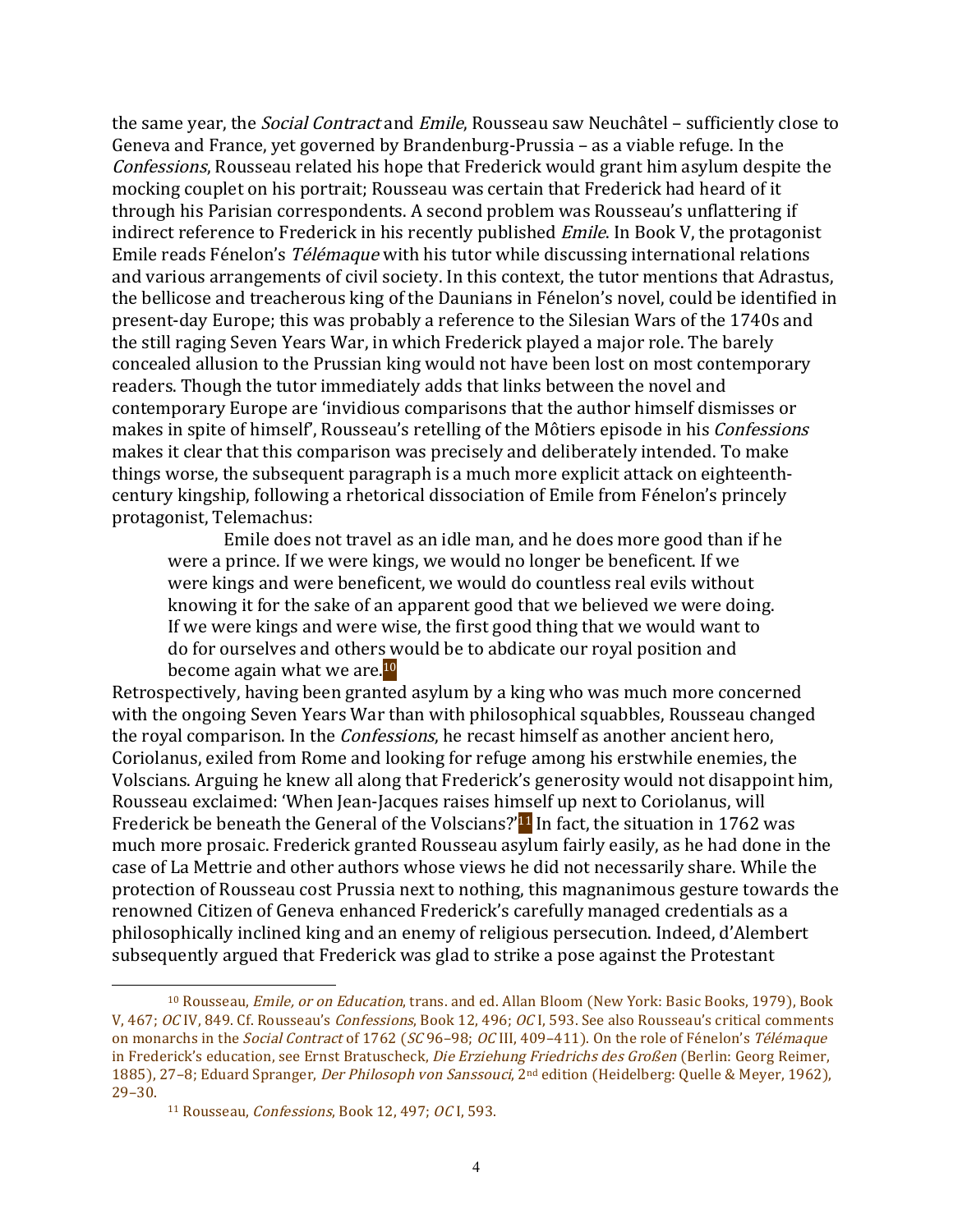the same year, the *Social Contract* and *Emile*, Rousseau saw Neuchâtel – sufficiently close to Geneva and France, yet governed by Brandenburg-Prussia – as a viable refuge. In the *Confessions*, Rousseau related his hope that Frederick would grant him asylum despite the mocking couplet on his portrait; Rousseau was certain that Frederick had heard of it through his Parisian correspondents. A second problem was Rousseau's unflattering if indirect reference to Frederick in his recently published *Emile*. In Book V, the protagonist Emile reads Fénelon's *Télémaque* with his tutor while discussing international relations and various arrangements of civil society. In this context, the tutor mentions that Adrastus, the bellicose and treacherous king of the Daunians in Fénelon's novel, could be identified in present-day Europe; this was probably a reference to the Silesian Wars of the 1740s and the still raging Seven Years War, in which Frederick played a major role. The barely concealed allusion to the Prussian king would not have been lost on most contemporary readers. Though the tutor immediately adds that links between the novel and contemporary Europe are 'invidious comparisons that the author himself dismisses or makes in spite of himself', Rousseau's retelling of the Môtiers episode in his *Confessions* makes it clear that this comparison was precisely and deliberately intended. To make things worse, the subsequent paragraph is a much more explicit attack on eighteenth-century kingship, following a rhetorical dissociation of Emile from Fénelon's princely protagonist, Telemachus:

> Emile does not travel as an idle man, and he does more good than if he were a prince. If we were kings, we would no longer be beneficent. If we were kings and were beneficent, we would do countless real evils without knowing it for the sake of an apparent good that we believed we were doing. If we were kings and were wise, the first good thing that we would want to do for ourselves and others would be to abdicate our royal position and become again what we are.[10]

Retrospectively, having been granted asylum by a king who was much more concerned with the ongoing Seven Years War than with philosophical squabbles, Rousseau changed the royal comparison. In the *Confessions*, he recast himself as another ancient hero, Coriolanus, exiled from Rome and looking for refuge among his erstwhile enemies, the Volscians. Arguing he knew all along that Frederick's generosity would not disappoint him, Rousseau exclaimed: 'When Jean-Jacques raises himself up next to Coriolanus, will Frederick be beneath the General of the Volscians?'[11] In fact, the situation in 1762 was much more prosaic. Frederick granted Rousseau asylum fairly easily, as he had done in the case of La Mettrie and other authors whose views he did not necessarily share. While the protection of Rousseau cost Prussia next to nothing, this magnanimous gesture towards the renowned Citizen of Geneva enhanced Frederick's carefully managed credentials as a philosophically inclined king and an enemy of religious persecution. Indeed, d'Alembert subsequently argued that Frederick was glad to strike a pose against the Protestant

---

[10] Rousseau, *Emile, or on Education*, trans. and ed. Allan Bloom (New York: Basic Books, 1979), Book V, 467; *OC* IV, 849. Cf. Rousseau's *Confessions*, Book 12, 496; *OC* I, 593. See also Rousseau's critical comments on monarchs in the *Social Contract* of 1762 (*SC* 96–98; *OC* III, 409–411). On the role of Fénelon's *Télémaque* in Frederick's education, see Ernst Bratuscheck, *Die Erziehung Friedrichs des Großen* (Berlin: Georg Reimer, 1885), 27–8; Eduard Spranger, *Der Philosoph von Sanssouci*, 2nd edition (Heidelberg: Quelle & Meyer, 1962), 29–30.

[11] Rousseau, *Confessions*, Book 12, 497; *OC* I, 593.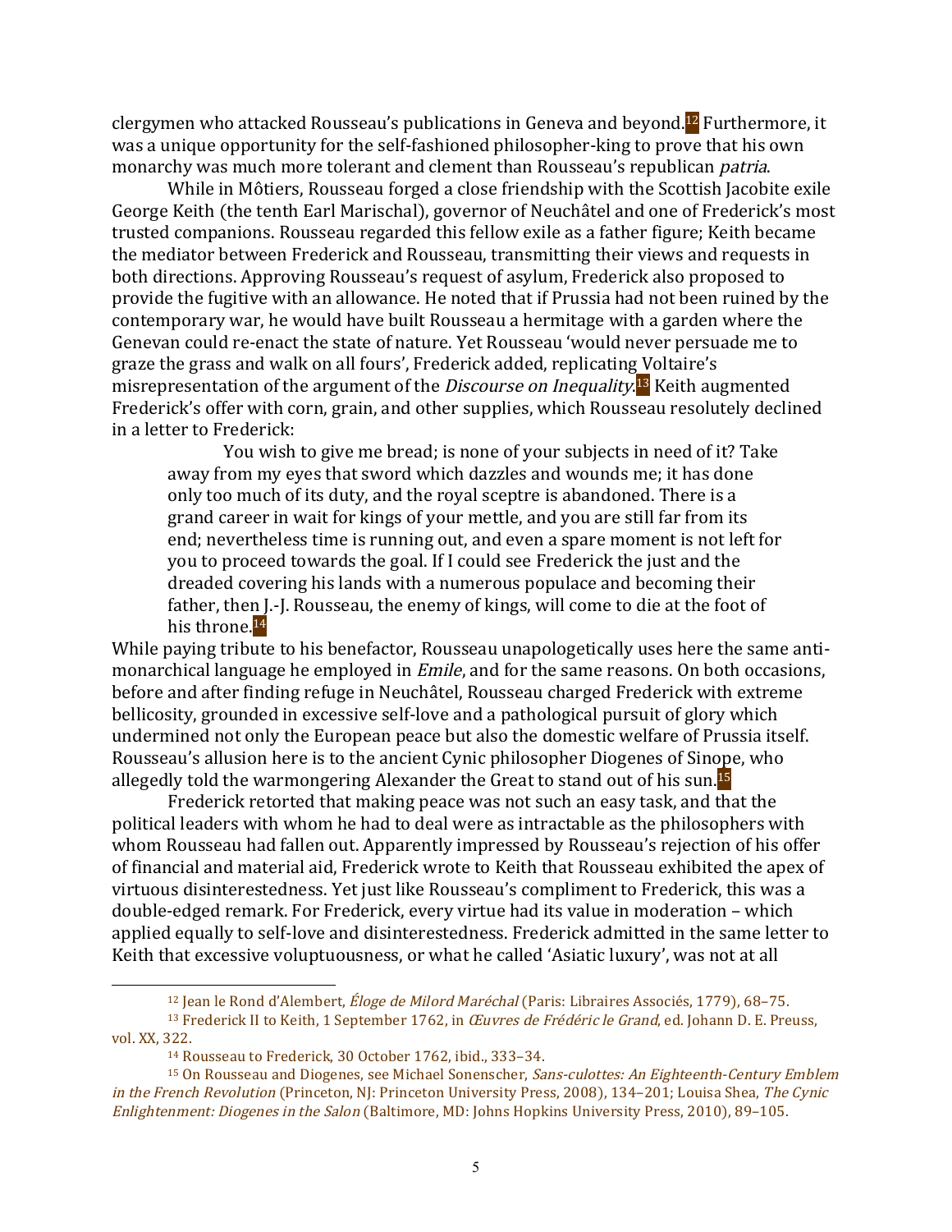clergymen who attacked Rousseau's publications in Geneva and beyond.[12] Furthermore, it was a unique opportunity for the self-fashioned philosopher-king to prove that his own monarchy was much more tolerant and clement than Rousseau's republican *patria*.

While in Môtiers, Rousseau forged a close friendship with the Scottish Jacobite exile George Keith (the tenth Earl Marischal), governor of Neuchâtel and one of Frederick's most trusted companions. Rousseau regarded this fellow exile as a father figure; Keith became the mediator between Frederick and Rousseau, transmitting their views and requests in both directions. Approving Rousseau's request of asylum, Frederick also proposed to provide the fugitive with an allowance. He noted that if Prussia had not been ruined by the contemporary war, he would have built Rousseau a hermitage with a garden where the Genevan could re-enact the state of nature. Yet Rousseau 'would never persuade me to graze the grass and walk on all fours', Frederick added, replicating Voltaire's misrepresentation of the argument of the *Discourse on Inequality*.[13] Keith augmented Frederick's offer with corn, grain, and other supplies, which Rousseau resolutely declined in a letter to Frederick:

> You wish to give me bread; is none of your subjects in need of it? Take away from my eyes that sword which dazzles and wounds me; it has done only too much of its duty, and the royal sceptre is abandoned. There is a grand career in wait for kings of your mettle, and you are still far from its end; nevertheless time is running out, and even a spare moment is not left for you to proceed towards the goal. If I could see Frederick the just and the dreaded covering his lands with a numerous populace and becoming their father, then J.-J. Rousseau, the enemy of kings, will come to die at the foot of his throne.[14]

While paying tribute to his benefactor, Rousseau unapologetically uses here the same anti-monarchical language he employed in *Emile*, and for the same reasons. On both occasions, before and after finding refuge in Neuchâtel, Rousseau charged Frederick with extreme bellicosity, grounded in excessive self-love and a pathological pursuit of glory which undermined not only the European peace but also the domestic welfare of Prussia itself. Rousseau's allusion here is to the ancient Cynic philosopher Diogenes of Sinope, who allegedly told the warmongering Alexander the Great to stand out of his sun.[15]

Frederick retorted that making peace was not such an easy task, and that the political leaders with whom he had to deal were as intractable as the philosophers with whom Rousseau had fallen out. Apparently impressed by Rousseau's rejection of his offer of financial and material aid, Frederick wrote to Keith that Rousseau exhibited the apex of virtuous disinterestedness. Yet just like Rousseau's compliment to Frederick, this was a double-edged remark. For Frederick, every virtue had its value in moderation – which applied equally to self-love and disinterestedness. Frederick admitted in the same letter to Keith that excessive voluptuousness, or what he called 'Asiatic luxury', was not at all

---

[12] Jean le Rond d'Alembert, *Éloge de Milord Maréchal* (Paris: Libraires Associés, 1779), 68–75.

[13] Frederick II to Keith, 1 September 1762, in *Œuvres de Frédéric le Grand*, ed. Johann D. E. Preuss, vol. XX, 322.

[14] Rousseau to Frederick, 30 October 1762, ibid., 333–34.

[15] On Rousseau and Diogenes, see Michael Sonenscher, *Sans-culottes: An Eighteenth-Century Emblem in the French Revolution* (Princeton, NJ: Princeton University Press, 2008), 134–201; Louisa Shea, *The Cynic Enlightenment: Diogenes in the Salon* (Baltimore, MD: Johns Hopkins University Press, 2010), 89–105.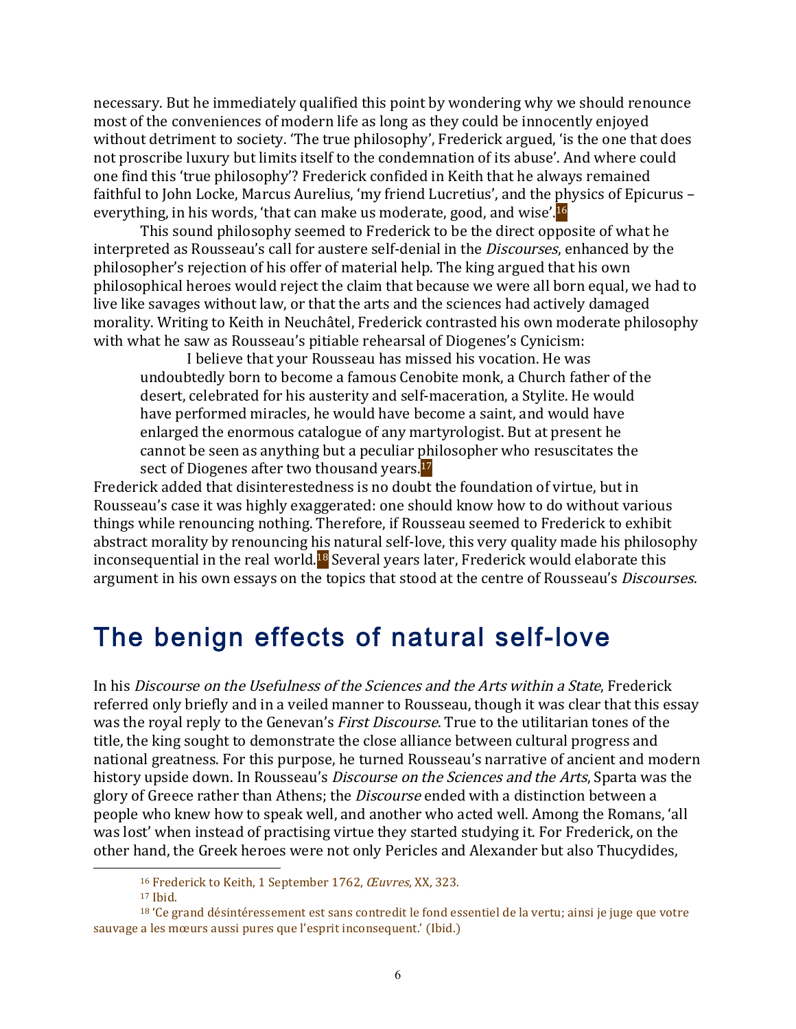necessary. But he immediately qualified this point by wondering why we should renounce most of the conveniences of modern life as long as they could be innocently enjoyed without detriment to society. 'The true philosophy', Frederick argued, 'is the one that does not proscribe luxury but limits itself to the condemnation of its abuse'. And where could one find this 'true philosophy'? Frederick confided in Keith that he always remained faithful to John Locke, Marcus Aurelius, 'my friend Lucretius', and the physics of Epicurus – everything, in his words, 'that can make us moderate, good, and wise'.[16]

This sound philosophy seemed to Frederick to be the direct opposite of what he interpreted as Rousseau's call for austere self-denial in the *Discourses*, enhanced by the philosopher's rejection of his offer of material help. The king argued that his own philosophical heroes would reject the claim that because we were all born equal, we had to live like savages without law, or that the arts and the sciences had actively damaged morality. Writing to Keith in Neuchâtel, Frederick contrasted his own moderate philosophy with what he saw as Rousseau's pitiable rehearsal of Diogenes's Cynicism:

> I believe that your Rousseau has missed his vocation. He was undoubtedly born to become a famous Cenobite monk, a Church father of the desert, celebrated for his austerity and self-maceration, a Stylite. He would have performed miracles, he would have become a saint, and would have enlarged the enormous catalogue of any martyrologist. But at present he cannot be seen as anything but a peculiar philosopher who resuscitates the sect of Diogenes after two thousand years.[17]

Frederick added that disinterestedness is no doubt the foundation of virtue, but in Rousseau's case it was highly exaggerated: one should know how to do without various things while renouncing nothing. Therefore, if Rousseau seemed to Frederick to exhibit abstract morality by renouncing his natural self-love, this very quality made his philosophy inconsequential in the real world.[18] Several years later, Frederick would elaborate this argument in his own essays on the topics that stood at the centre of Rousseau's *Discourses*.

## The benign effects of natural self-love

In his *Discourse on the Usefulness of the Sciences and the Arts within a State*, Frederick referred only briefly and in a veiled manner to Rousseau, though it was clear that this essay was the royal reply to the Genevan's *First Discourse*. True to the utilitarian tones of the title, the king sought to demonstrate the close alliance between cultural progress and national greatness. For this purpose, he turned Rousseau's narrative of ancient and modern history upside down. In Rousseau's *Discourse on the Sciences and the Arts*, Sparta was the glory of Greece rather than Athens; the *Discourse* ended with a distinction between a people who knew how to speak well, and another who acted well. Among the Romans, 'all was lost' when instead of practising virtue they started studying it. For Frederick, on the other hand, the Greek heroes were not only Pericles and Alexander but also Thucydides,

---

[16] Frederick to Keith, 1 September 1762, *Œuvres*, XX, 323.

[17] Ibid.

[18] 'Ce grand désintéressement est sans contredit le fond essentiel de la vertu; ainsi je juge que votre sauvage a les mœurs aussi pures que l'esprit inconsequent.' (Ibid.)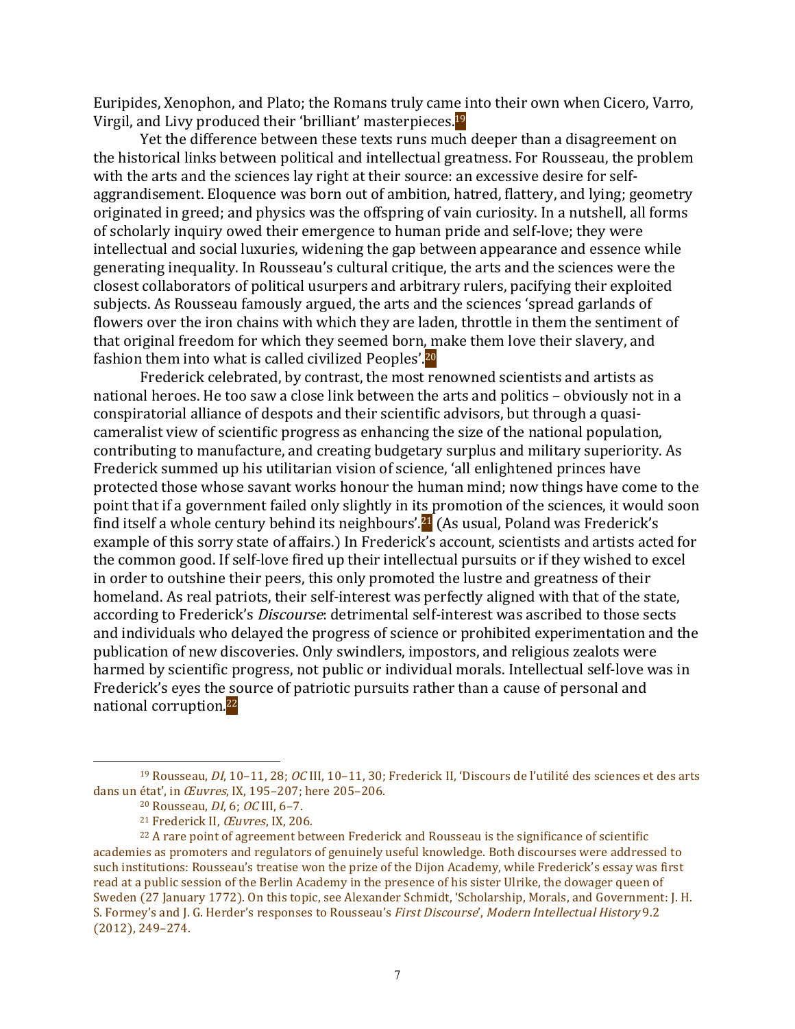Euripides, Xenophon, and Plato; the Romans truly came into their own when Cicero, Varro, Virgil, and Livy produced their 'brilliant' masterpieces.[19]

Yet the difference between these texts runs much deeper than a disagreement on the historical links between political and intellectual greatness. For Rousseau, the problem with the arts and the sciences lay right at their source: an excessive desire for self-aggrandisement. Eloquence was born out of ambition, hatred, flattery, and lying; geometry originated in greed; and physics was the offspring of vain curiosity. In a nutshell, all forms of scholarly inquiry owed their emergence to human pride and self-love; they were intellectual and social luxuries, widening the gap between appearance and essence while generating inequality. In Rousseau's cultural critique, the arts and the sciences were the closest collaborators of political usurpers and arbitrary rulers, pacifying their exploited subjects. As Rousseau famously argued, the arts and the sciences 'spread garlands of flowers over the iron chains with which they are laden, throttle in them the sentiment of that original freedom for which they seemed born, make them love their slavery, and fashion them into what is called civilized Peoples'.[20]

Frederick celebrated, by contrast, the most renowned scientists and artists as national heroes. He too saw a close link between the arts and politics – obviously not in a conspiratorial alliance of despots and their scientific advisors, but through a quasi-cameralist view of scientific progress as enhancing the size of the national population, contributing to manufacture, and creating budgetary surplus and military superiority. As Frederick summed up his utilitarian vision of science, 'all enlightened princes have protected those whose savant works honour the human mind; now things have come to the point that if a government failed only slightly in its promotion of the sciences, it would soon find itself a whole century behind its neighbours'.[21] (As usual, Poland was Frederick's example of this sorry state of affairs.) In Frederick's account, scientists and artists acted for the common good. If self-love fired up their intellectual pursuits or if they wished to excel in order to outshine their peers, this only promoted the lustre and greatness of their homeland. As real patriots, their self-interest was perfectly aligned with that of the state, according to Frederick's *Discourse*: detrimental self-interest was ascribed to those sects and individuals who delayed the progress of science or prohibited experimentation and the publication of new discoveries. Only swindlers, impostors, and religious zealots were harmed by scientific progress, not public or individual morals. Intellectual self-love was in Frederick's eyes the source of patriotic pursuits rather than a cause of personal and national corruption.[22]

---

[19] Rousseau, *DI*, 10–11, 28; *OC* III, 10–11, 30; Frederick II, 'Discours de l'utilité des sciences et des arts dans un état', in *Œuvres*, IX, 195–207; here 205–206.

[20] Rousseau, *DI*, 6; *OC* III, 6–7.

[21] Frederick II, *Œuvres*, IX, 206.

[22] A rare point of agreement between Frederick and Rousseau is the significance of scientific academies as promoters and regulators of genuinely useful knowledge. Both discourses were addressed to such institutions: Rousseau's treatise won the prize of the Dijon Academy, while Frederick's essay was first read at a public session of the Berlin Academy in the presence of his sister Ulrike, the dowager queen of Sweden (27 January 1772). On this topic, see Alexander Schmidt, 'Scholarship, Morals, and Government: J. H. S. Formey's and J. G. Herder's responses to Rousseau's *First Discourse*', *Modern Intellectual History* 9.2 (2012), 249–274.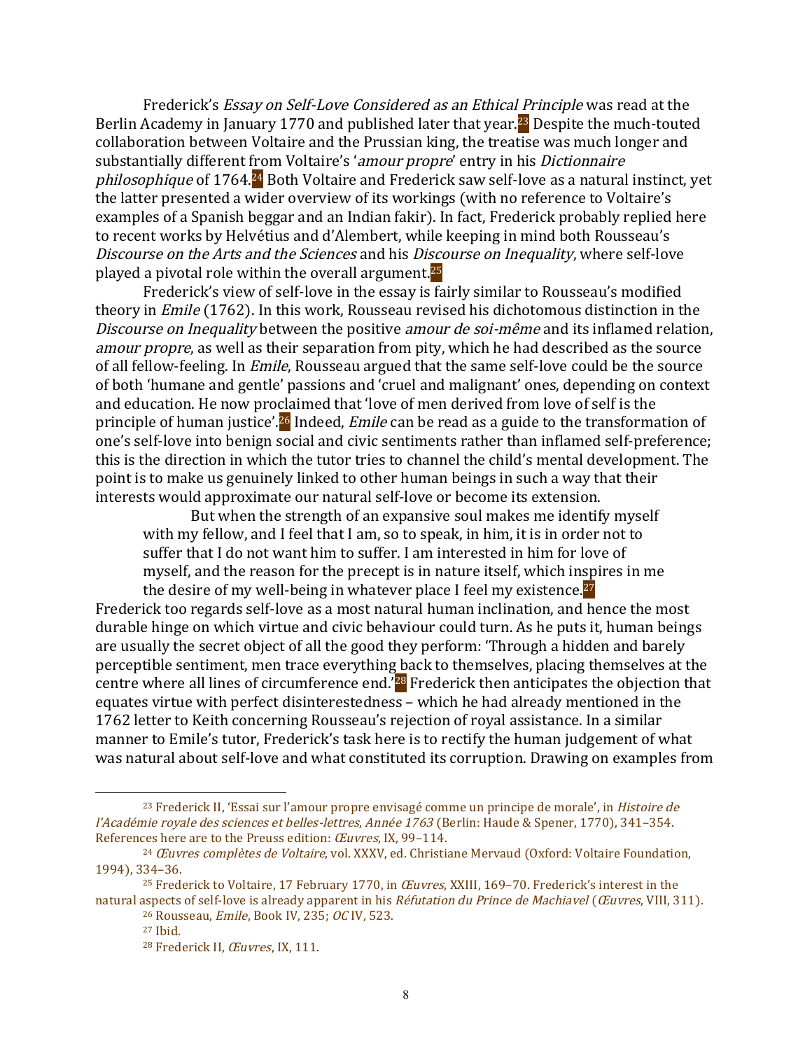Frederick's *Essay on Self-Love Considered as an Ethical Principle* was read at the Berlin Academy in January 1770 and published later that year.[23] Despite the much-touted collaboration between Voltaire and the Prussian king, the treatise was much longer and substantially different from Voltaire's '*amour propre*' entry in his *Dictionnaire philosophique* of 1764.[24] Both Voltaire and Frederick saw self-love as a natural instinct, yet the latter presented a wider overview of its workings (with no reference to Voltaire's examples of a Spanish beggar and an Indian fakir). In fact, Frederick probably replied here to recent works by Helvétius and d'Alembert, while keeping in mind both Rousseau's *Discourse on the Arts and the Sciences* and his *Discourse on Inequality*, where self-love played a pivotal role within the overall argument.[25]

Frederick's view of self-love in the essay is fairly similar to Rousseau's modified theory in *Emile* (1762). In this work, Rousseau revised his dichotomous distinction in the *Discourse on Inequality* between the positive *amour de soi-même* and its inflamed relation, *amour propre*, as well as their separation from pity, which he had described as the source of all fellow-feeling. In *Emile*, Rousseau argued that the same self-love could be the source of both 'humane and gentle' passions and 'cruel and malignant' ones, depending on context and education. He now proclaimed that 'love of men derived from love of self is the principle of human justice'.[26] Indeed, *Emile* can be read as a guide to the transformation of one's self-love into benign social and civic sentiments rather than inflamed self-preference; this is the direction in which the tutor tries to channel the child's mental development. The point is to make us genuinely linked to other human beings in such a way that their interests would approximate our natural self-love or become its extension.

> But when the strength of an expansive soul makes me identify myself with my fellow, and I feel that I am, so to speak, in him, it is in order not to suffer that I do not want him to suffer. I am interested in him for love of myself, and the reason for the precept is in nature itself, which inspires in me the desire of my well-being in whatever place I feel my existence.[27]

Frederick too regards self-love as a most natural human inclination, and hence the most durable hinge on which virtue and civic behaviour could turn. As he puts it, human beings are usually the secret object of all the good they perform: 'Through a hidden and barely perceptible sentiment, men trace everything back to themselves, placing themselves at the centre where all lines of circumference end.'[28] Frederick then anticipates the objection that equates virtue with perfect disinterestedness – which he had already mentioned in the 1762 letter to Keith concerning Rousseau's rejection of royal assistance. In a similar manner to Emile's tutor, Frederick's task here is to rectify the human judgement of what was natural about self-love and what constituted its corruption. Drawing on examples from

---

[23] Frederick II, 'Essai sur l'amour propre envisagé comme un principe de morale', in *Histoire de l'Académie royale des sciences et belles-lettres, Année 1763* (Berlin: Haude & Spener, 1770), 341–354. References here are to the Preuss edition: *Œuvres*, IX, 99–114.

[24] *Œuvres complètes de Voltaire*, vol. XXXV, ed. Christiane Mervaud (Oxford: Voltaire Foundation, 1994), 334–36.

[25] Frederick to Voltaire, 17 February 1770, in *Œuvres*, XXIII, 169–70. Frederick's interest in the natural aspects of self-love is already apparent in his *Réfutation du Prince de Machiavel* (*Œuvres*, VIII, 311).

[26] Rousseau, *Emile*, Book IV, 235; *OC* IV, 523.

[27] Ibid.

[28] Frederick II, *Œuvres*, IX, 111.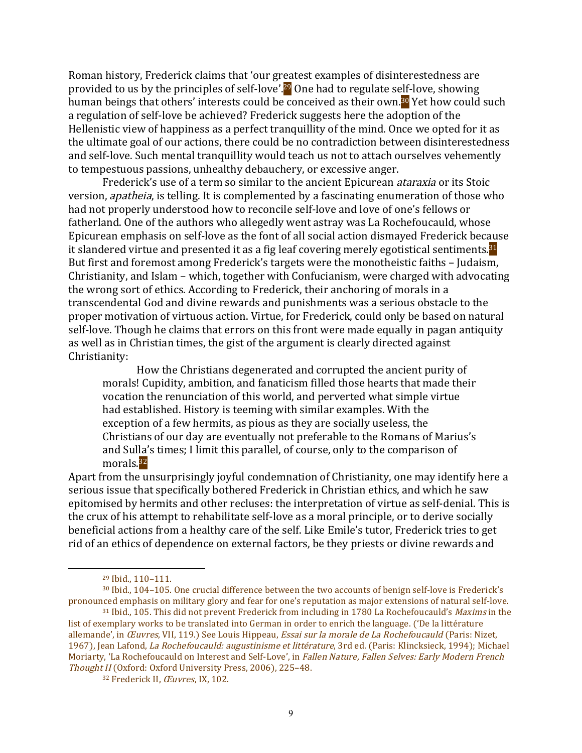Roman history, Frederick claims that 'our greatest examples of disinterestedness are provided to us by the principles of self-love'.[29] One had to regulate self-love, showing human beings that others' interests could be conceived as their own.[30] Yet how could such a regulation of self-love be achieved? Frederick suggests here the adoption of the Hellenistic view of happiness as a perfect tranquillity of the mind. Once we opted for it as the ultimate goal of our actions, there could be no contradiction between disinterestedness and self-love. Such mental tranquillity would teach us not to attach ourselves vehemently to tempestuous passions, unhealthy debauchery, or excessive anger.

Frederick's use of a term so similar to the ancient Epicurean *ataraxia* or its Stoic version, *apatheia*, is telling. It is complemented by a fascinating enumeration of those who had not properly understood how to reconcile self-love and love of one's fellows or fatherland. One of the authors who allegedly went astray was La Rochefoucauld, whose Epicurean emphasis on self-love as the font of all social action dismayed Frederick because it slandered virtue and presented it as a fig leaf covering merely egotistical sentiments.[31] But first and foremost among Frederick's targets were the monotheistic faiths – Judaism, Christianity, and Islam – which, together with Confucianism, were charged with advocating the wrong sort of ethics. According to Frederick, their anchoring of morals in a transcendental God and divine rewards and punishments was a serious obstacle to the proper motivation of virtuous action. Virtue, for Frederick, could only be based on natural self-love. Though he claims that errors on this front were made equally in pagan antiquity as well as in Christian times, the gist of the argument is clearly directed against Christianity:

> How the Christians degenerated and corrupted the ancient purity of morals! Cupidity, ambition, and fanaticism filled those hearts that made their vocation the renunciation of this world, and perverted what simple virtue had established. History is teeming with similar examples. With the exception of a few hermits, as pious as they are socially useless, the Christians of our day are eventually not preferable to the Romans of Marius's and Sulla's times; I limit this parallel, of course, only to the comparison of morals.[32]

Apart from the unsurprisingly joyful condemnation of Christianity, one may identify here a serious issue that specifically bothered Frederick in Christian ethics, and which he saw epitomised by hermits and other recluses: the interpretation of virtue as self-denial. This is the crux of his attempt to rehabilitate self-love as a moral principle, or to derive socially beneficial actions from a healthy care of the self. Like Emile's tutor, Frederick tries to get rid of an ethics of dependence on external factors, be they priests or divine rewards and

---

[29] Ibid., 110–111.

[30] Ibid., 104–105. One crucial difference between the two accounts of benign self-love is Frederick's pronounced emphasis on military glory and fear for one's reputation as major extensions of natural self-love.

[31] Ibid., 105. This did not prevent Frederick from including in 1780 La Rochefoucauld's *Maxims* in the list of exemplary works to be translated into German in order to enrich the language. ('De la littérature allemande', in *Œuvres*, VII, 119.) See Louis Hippeau, *Essai sur la morale de La Rochefoucauld* (Paris: Nizet, 1967), Jean Lafond, *La Rochefoucauld: augustinisme et littérature*, 3rd ed. (Paris: Klincksieck, 1994); Michael Moriarty, 'La Rochefoucauld on Interest and Self-Love', in *Fallen Nature, Fallen Selves: Early Modern French Thought II* (Oxford: Oxford University Press, 2006), 225–48.

[32] Frederick II, *Œuvres*, IX, 102.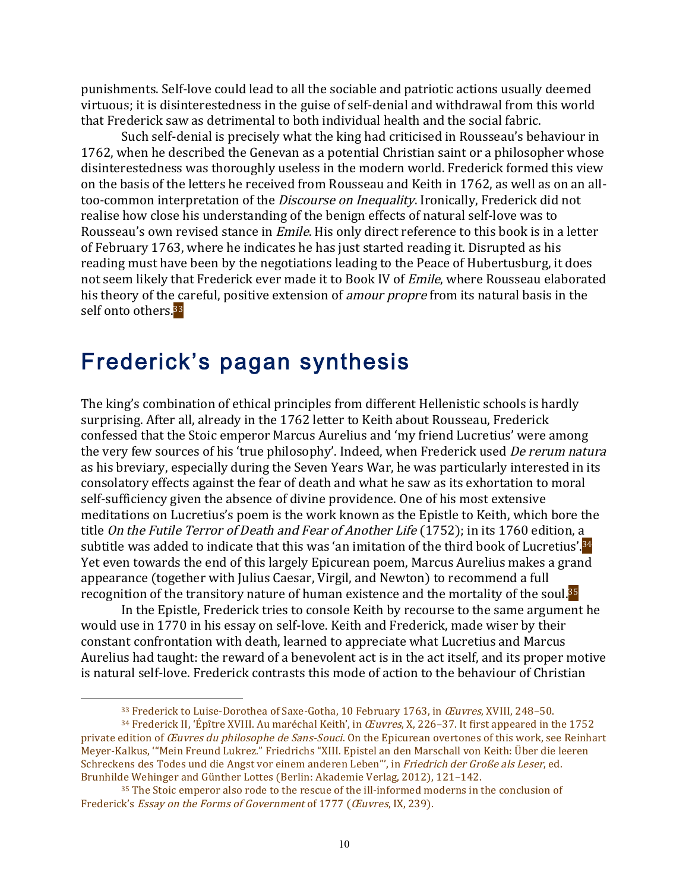punishments. Self-love could lead to all the sociable and patriotic actions usually deemed virtuous; it is disinterestedness in the guise of self-denial and withdrawal from this world that Frederick saw as detrimental to both individual health and the social fabric.

Such self-denial is precisely what the king had criticised in Rousseau's behaviour in 1762, when he described the Genevan as a potential Christian saint or a philosopher whose disinterestedness was thoroughly useless in the modern world. Frederick formed this view on the basis of the letters he received from Rousseau and Keith in 1762, as well as on an all-too-common interpretation of the *Discourse on Inequality*. Ironically, Frederick did not realise how close his understanding of the benign effects of natural self-love was to Rousseau's own revised stance in *Emile*. His only direct reference to this book is in a letter of February 1763, where he indicates he has just started reading it. Disrupted as his reading must have been by the negotiations leading to the Peace of Hubertusburg, it does not seem likely that Frederick ever made it to Book IV of *Emile*, where Rousseau elaborated his theory of the careful, positive extension of *amour propre* from its natural basis in the self onto others.[33]

## Frederick's pagan synthesis

The king's combination of ethical principles from different Hellenistic schools is hardly surprising. After all, already in the 1762 letter to Keith about Rousseau, Frederick confessed that the Stoic emperor Marcus Aurelius and 'my friend Lucretius' were among the very few sources of his 'true philosophy'. Indeed, when Frederick used *De rerum natura* as his breviary, especially during the Seven Years War, he was particularly interested in its consolatory effects against the fear of death and what he saw as its exhortation to moral self-sufficiency given the absence of divine providence. One of his most extensive meditations on Lucretius's poem is the work known as the Epistle to Keith, which bore the title *On the Futile Terror of Death and Fear of Another Life* (1752); in its 1760 edition, a subtitle was added to indicate that this was 'an imitation of the third book of Lucretius'.[34] Yet even towards the end of this largely Epicurean poem, Marcus Aurelius makes a grand appearance (together with Julius Caesar, Virgil, and Newton) to recommend a full recognition of the transitory nature of human existence and the mortality of the soul.[35]

In the Epistle, Frederick tries to console Keith by recourse to the same argument he would use in 1770 in his essay on self-love. Keith and Frederick, made wiser by their constant confrontation with death, learned to appreciate what Lucretius and Marcus Aurelius had taught: the reward of a benevolent act is in the act itself, and its proper motive is natural self-love. Frederick contrasts this mode of action to the behaviour of Christian

---

[33] Frederick to Luise-Dorothea of Saxe-Gotha, 10 February 1763, in *Œuvres*, XVIII, 248–50.

[34] Frederick II, 'Épître XVIII. Au maréchal Keith', in *Œuvres*, X, 226–37. It first appeared in the 1752 private edition of *Œuvres du philosophe de Sans-Souci*. On the Epicurean overtones of this work, see Reinhart Meyer-Kalkus, '"Mein Freund Lukrez." Friedrichs "XIII. Epistel an den Marschall von Keith: Über die leeren Schreckens des Todes und die Angst vor einem anderen Leben"', in *Friedrich der Große als Leser*, ed. Brunhilde Wehinger and Günther Lottes (Berlin: Akademie Verlag, 2012), 121–142.

[35] The Stoic emperor also rode to the rescue of the ill-informed moderns in the conclusion of Frederick's *Essay on the Forms of Government* of 1777 (*Œuvres*, IX, 239).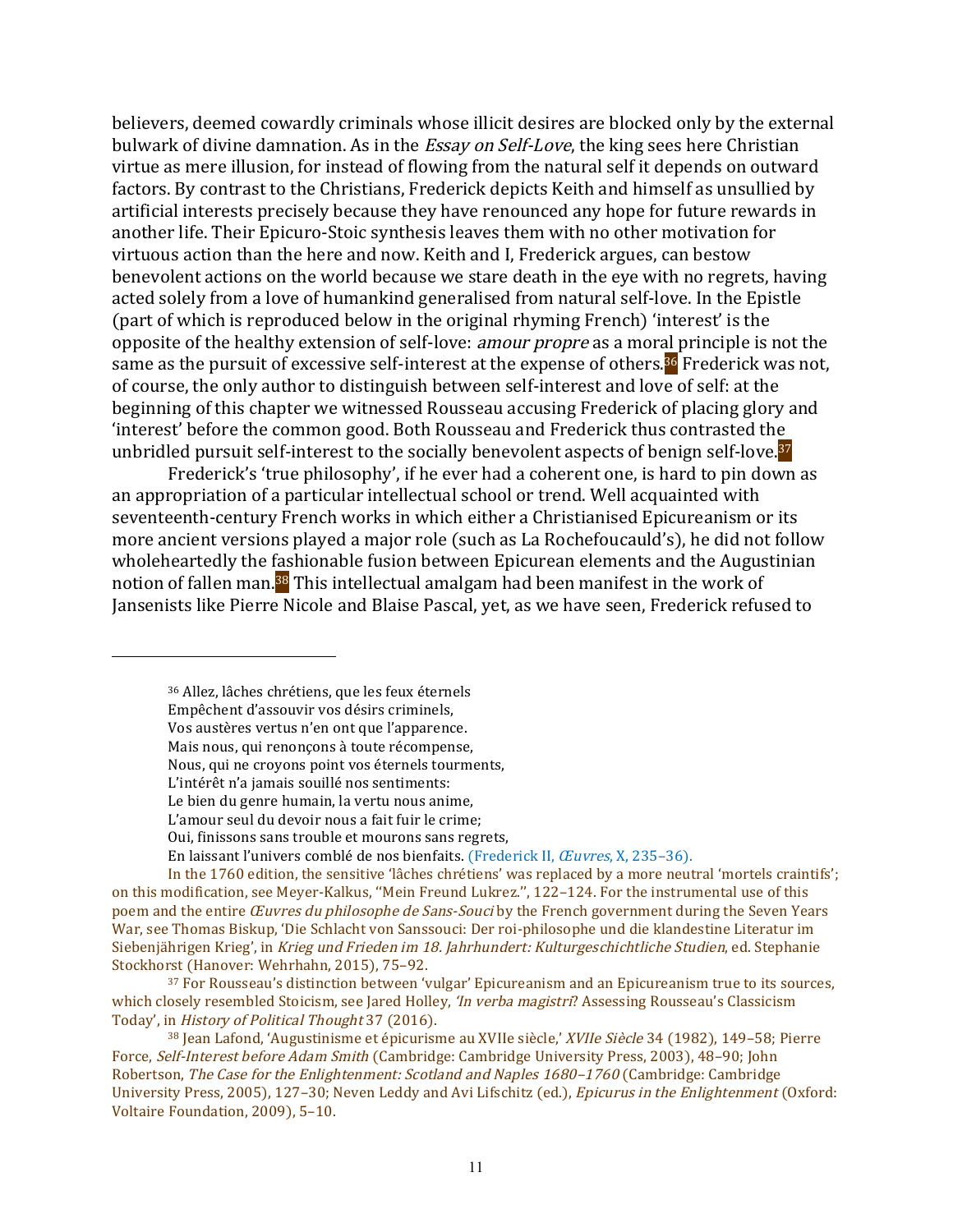believers, deemed cowardly criminals whose illicit desires are blocked only by the external bulwark of divine damnation. As in the *Essay on Self-Love*, the king sees here Christian virtue as mere illusion, for instead of flowing from the natural self it depends on outward factors. By contrast to the Christians, Frederick depicts Keith and himself as unsullied by artificial interests precisely because they have renounced any hope for future rewards in another life. Their Epicuro-Stoic synthesis leaves them with no other motivation for virtuous action than the here and now. Keith and I, Frederick argues, can bestow benevolent actions on the world because we stare death in the eye with no regrets, having acted solely from a love of humankind generalised from natural self-love. In the Epistle (part of which is reproduced below in the original rhyming French) 'interest' is the opposite of the healthy extension of self-love: *amour propre* as a moral principle is not the same as the pursuit of excessive self-interest at the expense of others.[36] Frederick was not, of course, the only author to distinguish between self-interest and love of self: at the beginning of this chapter we witnessed Rousseau accusing Frederick of placing glory and 'interest' before the common good. Both Rousseau and Frederick thus contrasted the unbridled pursuit self-interest to the socially benevolent aspects of benign self-love.[37]

Frederick's 'true philosophy', if he ever had a coherent one, is hard to pin down as an appropriation of a particular intellectual school or trend. Well acquainted with seventeenth-century French works in which either a Christianised Epicureanism or its more ancient versions played a major role (such as La Rochefoucauld's), he did not follow wholeheartedly the fashionable fusion between Epicurean elements and the Augustinian notion of fallen man.[38] This intellectual amalgam had been manifest in the work of Jansenists like Pierre Nicole and Blaise Pascal, yet, as we have seen, Frederick refused to

---

[36] Allez, lâches chrétiens, que les feux éternels
Empêchent d'assouvir vos désirs criminels,
Vos austères vertus n'en ont que l'apparence.
Mais nous, qui renonçons à toute récompense,
Nous, qui ne croyons point vos éternels tourments,
L'intérêt n'a jamais souillé nos sentiments:
Le bien du genre humain, la vertu nous anime,
L'amour seul du devoir nous a fait fuir le crime;
Oui, finissons sans trouble et mourons sans regrets,
En laissant l'univers comblé de nos bienfaits. (Frederick II, *Œuvres*, X, 235–36).

In the 1760 edition, the sensitive 'lâches chrétiens' was replaced by a more neutral 'mortels craintifs'; on this modification, see Meyer-Kalkus, ''Mein Freund Lukrez.'', 122–124. For the instrumental use of this poem and the entire *Œuvres du philosophe de Sans-Souci* by the French government during the Seven Years War, see Thomas Biskup, 'Die Schlacht von Sanssouci: Der roi-philosophe und die klandestine Literatur im Siebenjährigen Krieg', in *Krieg und Frieden im 18. Jahrhundert: Kulturgeschichtliche Studien*, ed. Stephanie Stockhorst (Hanover: Wehrhahn, 2015), 75–92.

[37] For Rousseau's distinction between 'vulgar' Epicureanism and an Epicureanism true to its sources, which closely resembled Stoicism, see Jared Holley, '*In verba magistri*? Assessing Rousseau's Classicism Today', in *History of Political Thought* 37 (2016).

[38] Jean Lafond, 'Augustinisme et épicurisme au XVIIe siècle,' *XVIIe Siècle* 34 (1982), 149–58; Pierre Force, *Self-Interest before Adam Smith* (Cambridge: Cambridge University Press, 2003), 48–90; John Robertson, *The Case for the Enlightenment: Scotland and Naples 1680–1760* (Cambridge: Cambridge University Press, 2005), 127–30; Neven Leddy and Avi Lifschitz (ed.), *Epicurus in the Enlightenment* (Oxford: Voltaire Foundation, 2009), 5–10.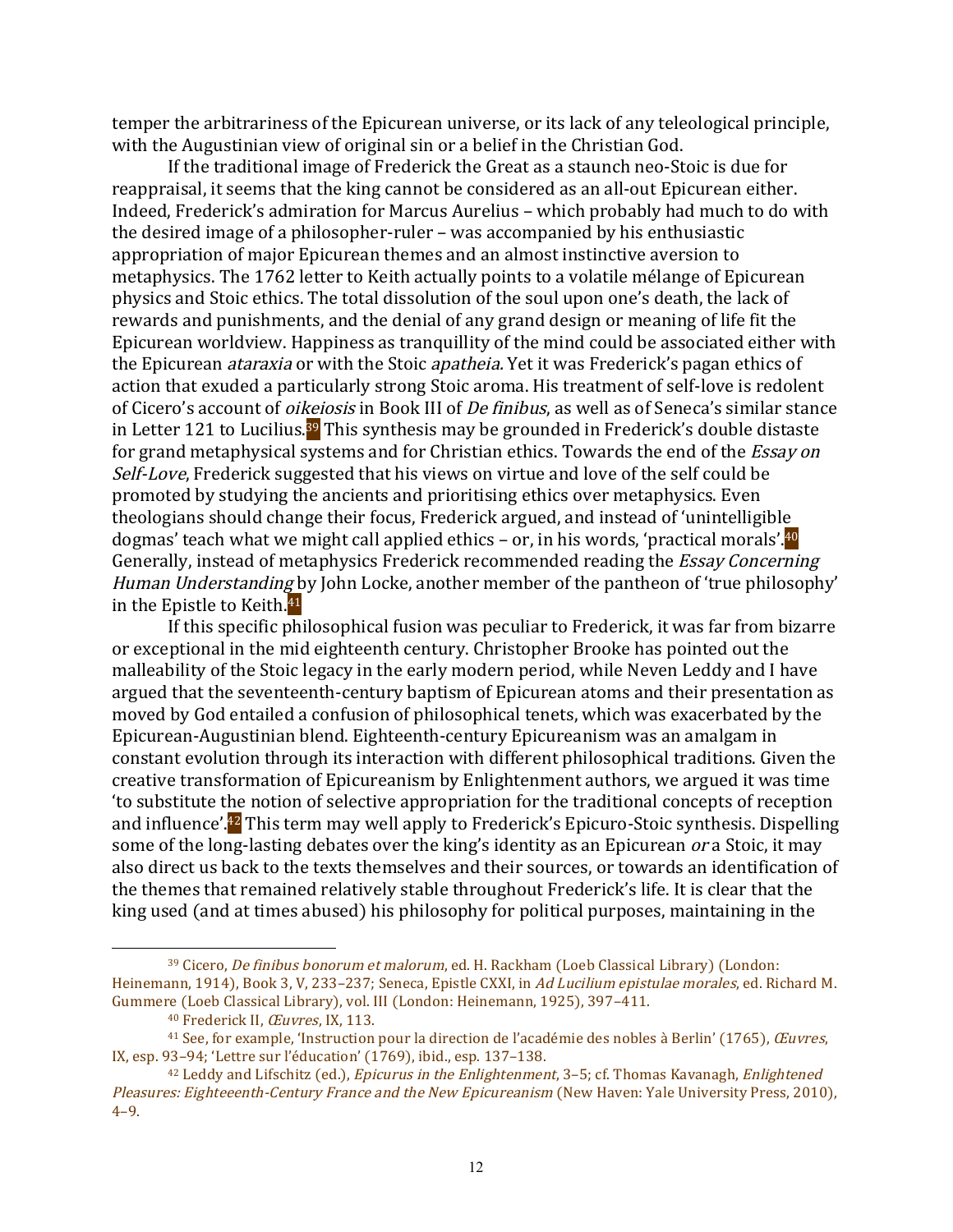temper the arbitrariness of the Epicurean universe, or its lack of any teleological principle, with the Augustinian view of original sin or a belief in the Christian God.

If the traditional image of Frederick the Great as a staunch neo-Stoic is due for reappraisal, it seems that the king cannot be considered as an all-out Epicurean either. Indeed, Frederick's admiration for Marcus Aurelius – which probably had much to do with the desired image of a philosopher-ruler – was accompanied by his enthusiastic appropriation of major Epicurean themes and an almost instinctive aversion to metaphysics. The 1762 letter to Keith actually points to a volatile mélange of Epicurean physics and Stoic ethics. The total dissolution of the soul upon one's death, the lack of rewards and punishments, and the denial of any grand design or meaning of life fit the Epicurean worldview. Happiness as tranquillity of the mind could be associated either with the Epicurean *ataraxia* or with the Stoic *apatheia.* Yet it was Frederick's pagan ethics of action that exuded a particularly strong Stoic aroma. His treatment of self-love is redolent of Cicero's account of *oikeiosis* in Book III of *De finibus*, as well as of Seneca's similar stance in Letter 121 to Lucilius.[39] This synthesis may be grounded in Frederick's double distaste for grand metaphysical systems and for Christian ethics. Towards the end of the *Essay on Self-Love*, Frederick suggested that his views on virtue and love of the self could be promoted by studying the ancients and prioritising ethics over metaphysics. Even theologians should change their focus, Frederick argued, and instead of 'unintelligible dogmas' teach what we might call applied ethics – or, in his words, 'practical morals'.[40] Generally, instead of metaphysics Frederick recommended reading the *Essay Concerning Human Understanding* by John Locke, another member of the pantheon of 'true philosophy' in the Epistle to Keith.[41]

If this specific philosophical fusion was peculiar to Frederick, it was far from bizarre or exceptional in the mid eighteenth century. Christopher Brooke has pointed out the malleability of the Stoic legacy in the early modern period, while Neven Leddy and I have argued that the seventeenth-century baptism of Epicurean atoms and their presentation as moved by God entailed a confusion of philosophical tenets, which was exacerbated by the Epicurean-Augustinian blend. Eighteenth-century Epicureanism was an amalgam in constant evolution through its interaction with different philosophical traditions. Given the creative transformation of Epicureanism by Enlightenment authors, we argued it was time 'to substitute the notion of selective appropriation for the traditional concepts of reception and influence'.[42] This term may well apply to Frederick's Epicuro-Stoic synthesis. Dispelling some of the long-lasting debates over the king's identity as an Epicurean *or* a Stoic, it may also direct us back to the texts themselves and their sources, or towards an identification of the themes that remained relatively stable throughout Frederick's life. It is clear that the king used (and at times abused) his philosophy for political purposes, maintaining in the

---

[39] Cicero, *De finibus bonorum et malorum*, ed. H. Rackham (Loeb Classical Library) (London: Heinemann, 1914), Book 3, V, 233–237; Seneca, Epistle CXXI, in *Ad Lucilium epistulae morales*, ed. Richard M. Gummere (Loeb Classical Library), vol. III (London: Heinemann, 1925), 397–411.

[40] Frederick II, *Œuvres*, IX, 113.

[41] See, for example, 'Instruction pour la direction de l'académie des nobles à Berlin' (1765), *Œuvres*, IX, esp. 93–94; 'Lettre sur l'éducation' (1769), ibid., esp. 137–138.

[42] Leddy and Lifschitz (ed.), *Epicurus in the Enlightenment*, 3–5; cf. Thomas Kavanagh, *Enlightened Pleasures: Eighteeenth-Century France and the New Epicureanism* (New Haven: Yale University Press, 2010), 4–9.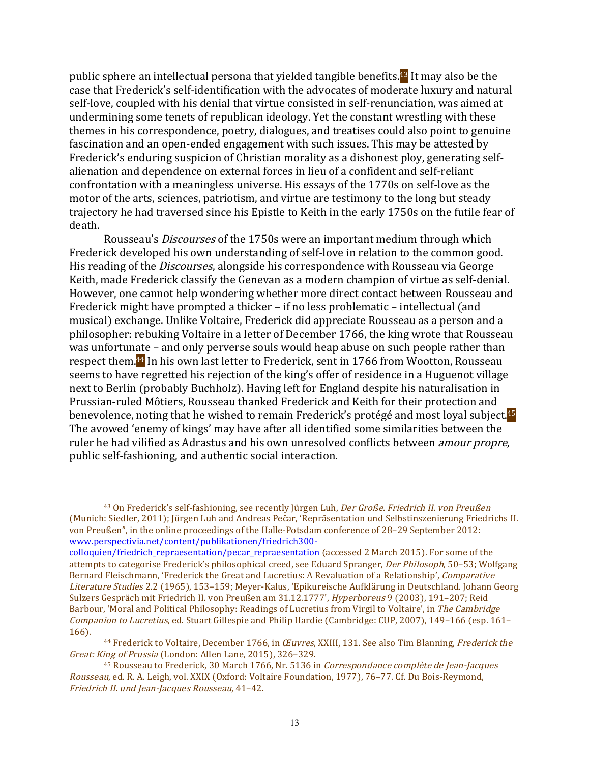public sphere an intellectual persona that yielded tangible benefits.[43] It may also be the case that Frederick's self-identification with the advocates of moderate luxury and natural self-love, coupled with his denial that virtue consisted in self-renunciation, was aimed at undermining some tenets of republican ideology. Yet the constant wrestling with these themes in his correspondence, poetry, dialogues, and treatises could also point to genuine fascination and an open-ended engagement with such issues. This may be attested by Frederick's enduring suspicion of Christian morality as a dishonest ploy, generating self-alienation and dependence on external forces in lieu of a confident and self-reliant confrontation with a meaningless universe. His essays of the 1770s on self-love as the motor of the arts, sciences, patriotism, and virtue are testimony to the long but steady trajectory he had traversed since his Epistle to Keith in the early 1750s on the futile fear of death.

Rousseau's *Discourses* of the 1750s were an important medium through which Frederick developed his own understanding of self-love in relation to the common good. His reading of the *Discourses*, alongside his correspondence with Rousseau via George Keith, made Frederick classify the Genevan as a modern champion of virtue as self-denial. However, one cannot help wondering whether more direct contact between Rousseau and Frederick might have prompted a thicker – if no less problematic – intellectual (and musical) exchange. Unlike Voltaire, Frederick did appreciate Rousseau as a person and a philosopher: rebuking Voltaire in a letter of December 1766, the king wrote that Rousseau was unfortunate – and only perverse souls would heap abuse on such people rather than respect them.[44] In his own last letter to Frederick, sent in 1766 from Wootton, Rousseau seems to have regretted his rejection of the king's offer of residence in a Huguenot village next to Berlin (probably Buchholz). Having left for England despite his naturalisation in Prussian-ruled Môtiers, Rousseau thanked Frederick and Keith for their protection and benevolence, noting that he wished to remain Frederick's protégé and most loyal subject.[45] The avowed 'enemy of kings' may have after all identified some similarities between the ruler he had vilified as Adrastus and his own unresolved conflicts between *amour propre*, public self-fashioning, and authentic social interaction.

---

[43] On Frederick's self-fashioning, see recently Jürgen Luh, *Der Große. Friedrich II. von Preußen* (Munich: Siedler, 2011); Jürgen Luh and Andreas Pečar, 'Repräsentation und Selbstinszenierung Friedrichs II. von Preußen", in the online proceedings of the Halle-Potsdam conference of 28–29 September 2012: www.perspectivia.net/content/publikationen/friedrich300-colloquien/friedrich_repraesentation/pecar_repraesentation (accessed 2 March 2015). For some of the attempts to categorise Frederick's philosophical creed, see Eduard Spranger, *Der Philosoph*, 50–53; Wolfgang Bernard Fleischmann, 'Frederick the Great and Lucretius: A Revaluation of a Relationship', *Comparative Literature Studies* 2.2 (1965), 153–159; Meyer-Kalus, 'Epikureische Aufklärung in Deutschland. Johann Georg Sulzers Gespräch mit Friedrich II. von Preußen am 31.12.1777', *Hyperboreus* 9 (2003), 191–207; Reid Barbour, 'Moral and Political Philosophy: Readings of Lucretius from Virgil to Voltaire', in *The Cambridge Companion to Lucretius*, ed. Stuart Gillespie and Philip Hardie (Cambridge: CUP, 2007), 149–166 (esp. 161–166).

[44] Frederick to Voltaire, December 1766, in *Œuvres*, XXIII, 131. See also Tim Blanning, *Frederick the Great: King of Prussia* (London: Allen Lane, 2015), 326–329.

[45] Rousseau to Frederick, 30 March 1766, Nr. 5136 in *Correspondance complète de Jean-Jacques Rousseau*, ed. R. A. Leigh, vol. XXIX (Oxford: Voltaire Foundation, 1977), 76–77. Cf. Du Bois-Reymond, *Friedrich II. und Jean-Jacques Rousseau*, 41–42.